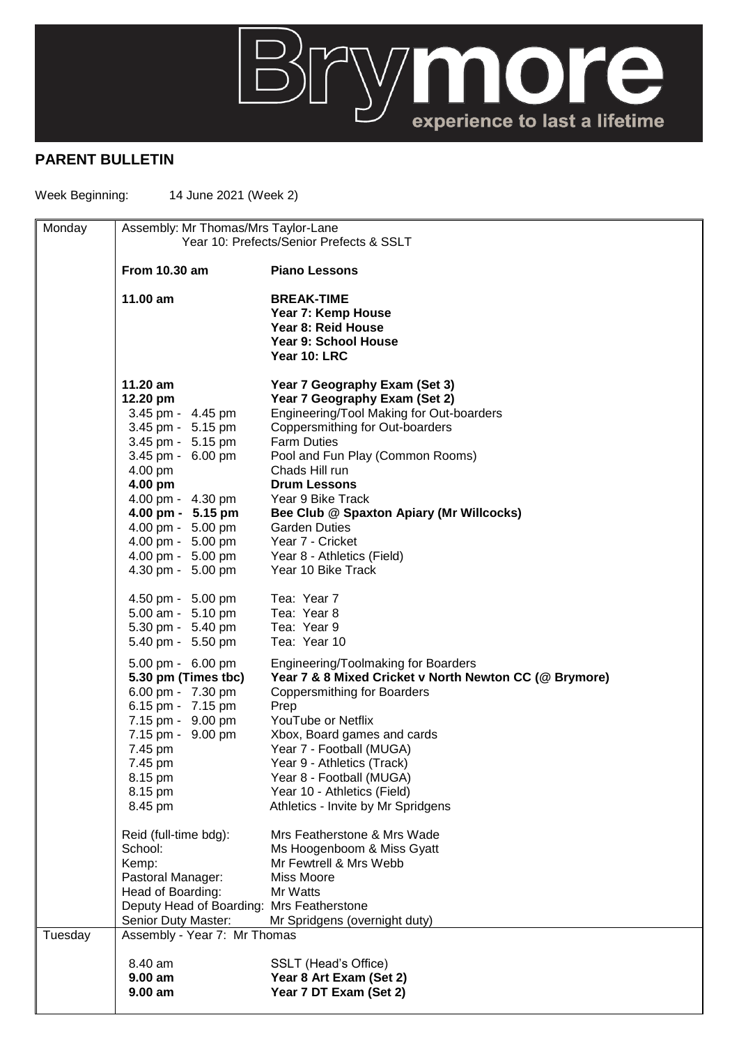Brymore
experience to last a lifetime

## PARENT BULLETIN

Week Beginning: 14 June 2021 (Week 2)

| Day | Time | Activity |
|---|---|---|
| Monday | Assembly: Mr Thomas/Mrs Taylor-Lane | |
| | Year 10: Prefects/Senior Prefects & SSLT | |
| | **From 10.30 am** | **Piano Lessons** |
| | **11.00 am** | **BREAK-TIME** |
| | | **Year 7: Kemp House** |
| | | **Year 8: Reid House** |
| | | **Year 9: School House** |
| | | **Year 10: LRC** |
| | **11.20 am** | **Year 7 Geography Exam (Set 3)** |
| | **12.20 pm** | **Year 7 Geography Exam (Set 2)** |
| | 3.45 pm - 4.45 pm | Engineering/Tool Making for Out-boarders |
| | 3.45 pm - 5.15 pm | Coppersmithing for Out-boarders |
| | 3.45 pm - 5.15 pm | Farm Duties |
| | 3.45 pm - 6.00 pm | Pool and Fun Play (Common Rooms) |
| | 4.00 pm | Chads Hill run |
| | **4.00 pm** | **Drum Lessons** |
| | 4.00 pm - 4.30 pm | Year 9 Bike Track |
| | **4.00 pm - 5.15 pm** | **Bee Club @ Spaxton Apiary (Mr Willcocks)** |
| | 4.00 pm - 5.00 pm | Garden Duties |
| | 4.00 pm - 5.00 pm | Year 7 - Cricket |
| | 4.00 pm - 5.00 pm | Year 8 - Athletics (Field) |
| | 4.30 pm - 5.00 pm | Year 10 Bike Track |
| | 4.50 pm - 5.00 pm | Tea: Year 7 |
| | 5.00 am - 5.10 pm | Tea: Year 8 |
| | 5.30 pm - 5.40 pm | Tea: Year 9 |
| | 5.40 pm - 5.50 pm | Tea: Year 10 |
| | 5.00 pm - 6.00 pm | Engineering/Toolmaking for Boarders |
| | **5.30 pm (Times tbc)** | **Year 7 & 8 Mixed Cricket v North Newton CC (@ Brymore)** |
| | 6.00 pm - 7.30 pm | Coppersmithing for Boarders |
| | 6.15 pm - 7.15 pm | Prep |
| | 7.15 pm - 9.00 pm | YouTube or Netflix |
| | 7.15 pm - 9.00 pm | Xbox, Board games and cards |
| | 7.45 pm | Year 7 - Football (MUGA) |
| | 7.45 pm | Year 9 - Athletics (Track) |
| | 8.15 pm | Year 8 - Football (MUGA) |
| | 8.15 pm | Year 10 - Athletics (Field) |
| | 8.45 pm | Athletics - Invite by Mr Spridgens |
| | Reid (full-time bdg): | Mrs Featherstone & Mrs Wade |
| | School: | Ms Hoogenboom & Miss Gyatt |
| | Kemp: | Mr Fewtrell & Mrs Webb |
| | Pastoral Manager: | Miss Moore |
| | Head of Boarding: | Mr Watts |
| | Deputy Head of Boarding: | Mrs Featherstone |
| | Senior Duty Master: | Mr Spridgens (overnight duty) |
| Tuesday | Assembly - Year 7: Mr Thomas | |
| | 8.40 am | SSLT (Head's Office) |
| | **9.00 am** | **Year 8 Art Exam (Set 2)** |
| | **9.00 am** | **Year 7 DT Exam (Set 2)** |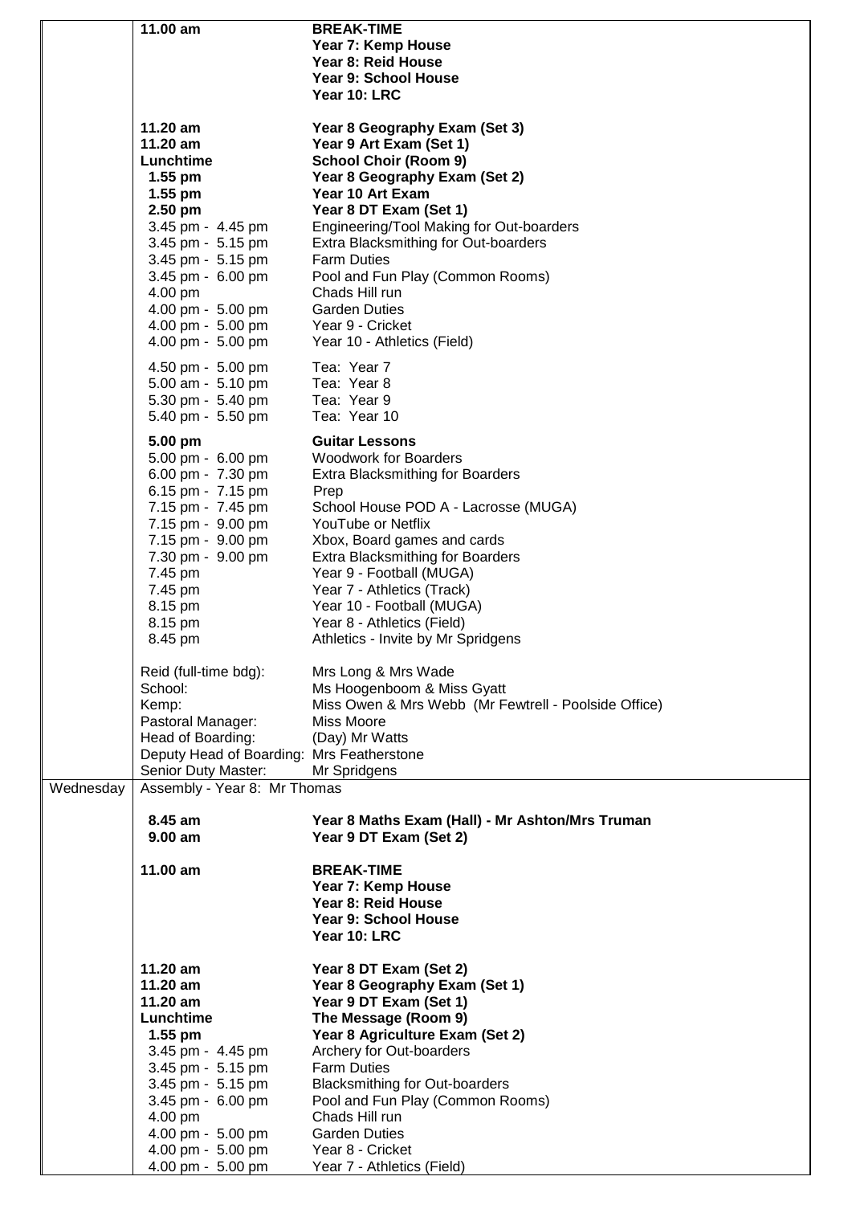| | | |
|---|---|---|
| | **11.00 am** | **BREAK-TIME** |
| | | **Year 7: Kemp House** |
| | | **Year 8: Reid House** |
| | | **Year 9: School House** |
| | | **Year 10: LRC** |
| | **11.20 am** | **Year 8 Geography Exam (Set 3)** |
| | **11.20 am** | **Year 9 Art Exam (Set 1)** |
| | **Lunchtime** | **School Choir (Room 9)** |
| | **1.55 pm** | **Year 8 Geography Exam (Set 2)** |
| | **1.55 pm** | **Year 10 Art Exam** |
| | **2.50 pm** | **Year 8 DT Exam (Set 1)** |
| | 3.45 pm - 4.45 pm | Engineering/Tool Making for Out-boarders |
| | 3.45 pm - 5.15 pm | Extra Blacksmithing for Out-boarders |
| | 3.45 pm - 5.15 pm | Farm Duties |
| | 3.45 pm - 6.00 pm | Pool and Fun Play (Common Rooms) |
| | 4.00 pm | Chads Hill run |
| | 4.00 pm - 5.00 pm | Garden Duties |
| | 4.00 pm - 5.00 pm | Year 9 - Cricket |
| | 4.00 pm - 5.00 pm | Year 10 - Athletics (Field) |
| | 4.50 pm - 5.00 pm | Tea: Year 7 |
| | 5.00 am - 5.10 pm | Tea: Year 8 |
| | 5.30 pm - 5.40 pm | Tea: Year 9 |
| | 5.40 pm - 5.50 pm | Tea: Year 10 |
| | **5.00 pm** | **Guitar Lessons** |
| | 5.00 pm - 6.00 pm | Woodwork for Boarders |
| | 6.00 pm - 7.30 pm | Extra Blacksmithing for Boarders |
| | 6.15 pm - 7.15 pm | Prep |
| | 7.15 pm - 7.45 pm | School House POD A - Lacrosse (MUGA) |
| | 7.15 pm - 9.00 pm | YouTube or Netflix |
| | 7.15 pm - 9.00 pm | Xbox, Board games and cards |
| | 7.30 pm - 9.00 pm | Extra Blacksmithing for Boarders |
| | 7.45 pm | Year 9 - Football (MUGA) |
| | 7.45 pm | Year 7 - Athletics (Track) |
| | 8.15 pm | Year 10 - Football (MUGA) |
| | 8.15 pm | Year 8 - Athletics (Field) |
| | 8.45 pm | Athletics - Invite by Mr Spridgens |
| | Reid (full-time bdg): | Mrs Long & Mrs Wade |
| | School: | Ms Hoogenboom & Miss Gyatt |
| | Kemp: | Miss Owen & Mrs Webb (Mr Fewtrell - Poolside Office) |
| | Pastoral Manager: | Miss Moore |
| | Head of Boarding: | (Day) Mr Watts |
| | Deputy Head of Boarding: | Mrs Featherstone |
| | Senior Duty Master: | Mr Spridgens |
| Wednesday | Assembly - Year 8: Mr Thomas | |
| | **8.45 am** | **Year 8 Maths Exam (Hall) - Mr Ashton/Mrs Truman** |
| | **9.00 am** | **Year 9 DT Exam (Set 2)** |
| | **11.00 am** | **BREAK-TIME** |
| | | **Year 7: Kemp House** |
| | | **Year 8: Reid House** |
| | | **Year 9: School House** |
| | | **Year 10: LRC** |
| | **11.20 am** | **Year 8 DT Exam (Set 2)** |
| | **11.20 am** | **Year 8 Geography Exam (Set 1)** |
| | **11.20 am** | **Year 9 DT Exam (Set 1)** |
| | **Lunchtime** | **The Message (Room 9)** |
| | **1.55 pm** | **Year 8 Agriculture Exam (Set 2)** |
| | 3.45 pm - 4.45 pm | Archery for Out-boarders |
| | 3.45 pm - 5.15 pm | Farm Duties |
| | 3.45 pm - 5.15 pm | Blacksmithing for Out-boarders |
| | 3.45 pm - 6.00 pm | Pool and Fun Play (Common Rooms) |
| | 4.00 pm | Chads Hill run |
| | 4.00 pm - 5.00 pm | Garden Duties |
| | 4.00 pm - 5.00 pm | Year 8 - Cricket |
| | 4.00 pm - 5.00 pm | Year 7 - Athletics (Field) |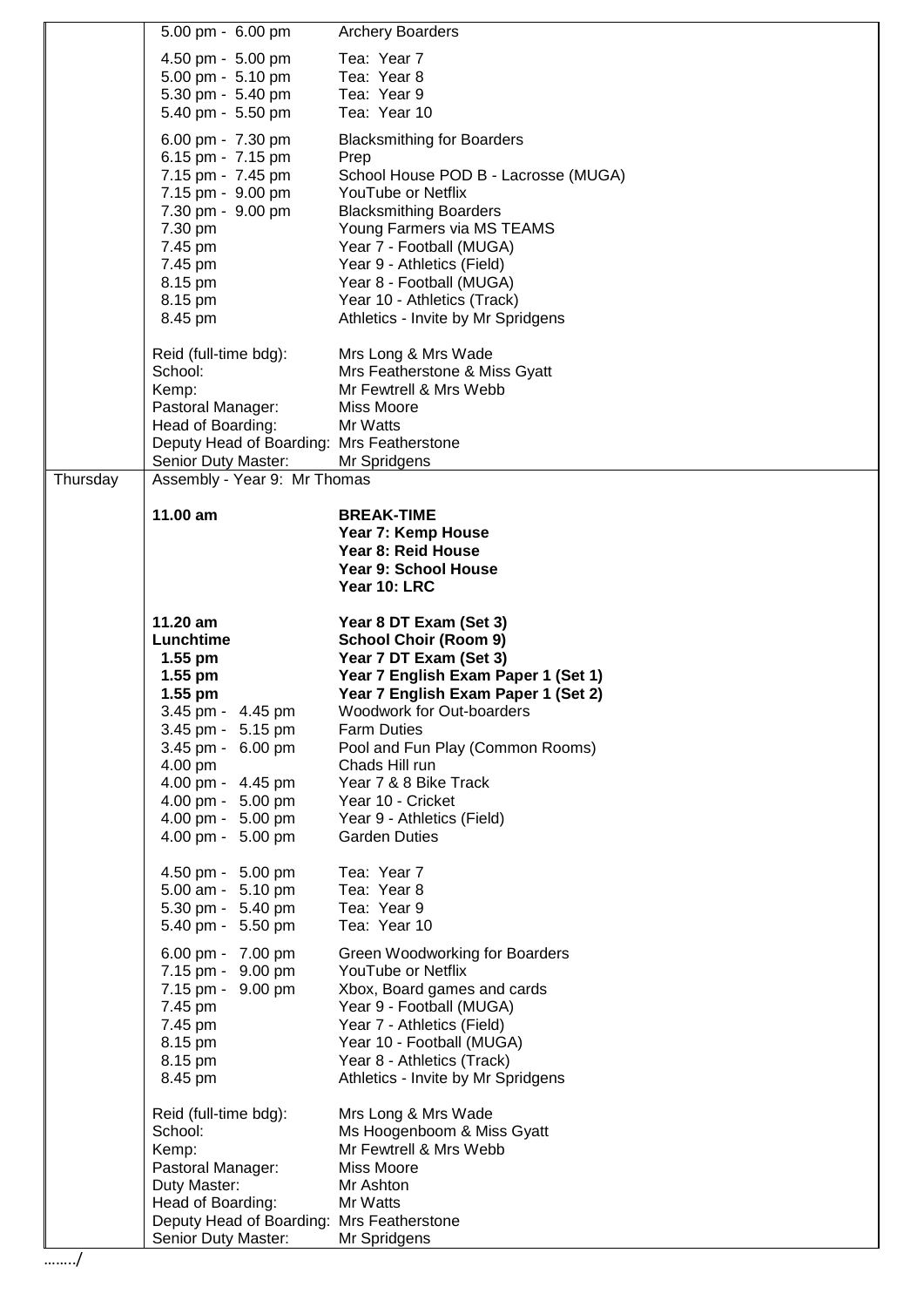| | | |
|---|---|---|
| | 5.00 pm - 6.00 pm | Archery Boarders |
| | 4.50 pm - 5.00 pm | Tea: Year 7 |
| | 5.00 pm - 5.10 pm | Tea: Year 8 |
| | 5.30 pm - 5.40 pm | Tea: Year 9 |
| | 5.40 pm - 5.50 pm | Tea: Year 10 |
| | 6.00 pm - 7.30 pm | Blacksmithing for Boarders |
| | 6.15 pm - 7.15 pm | Prep |
| | 7.15 pm - 7.45 pm | School House POD B - Lacrosse (MUGA) |
| | 7.15 pm - 9.00 pm | YouTube or Netflix |
| | 7.30 pm - 9.00 pm | Blacksmithing Boarders |
| | 7.30 pm | Young Farmers via MS TEAMS |
| | 7.45 pm | Year 7 - Football (MUGA) |
| | 7.45 pm | Year 9 - Athletics (Field) |
| | 8.15 pm | Year 8 - Football (MUGA) |
| | 8.15 pm | Year 10 - Athletics (Track) |
| | 8.45 pm | Athletics - Invite by Mr Spridgens |
| | Reid (full-time bdg): | Mrs Long & Mrs Wade |
| | School: | Mrs Featherstone & Miss Gyatt |
| | Kemp: | Mr Fewtrell & Mrs Webb |
| | Pastoral Manager: | Miss Moore |
| | Head of Boarding: | Mr Watts |
| | Deputy Head of Boarding: | Mrs Featherstone |
| | Senior Duty Master: | Mr Spridgens |
| Thursday | Assembly - Year 9: Mr Thomas | |
| | **11.00 am** | **BREAK-TIME** |
| | | **Year 7: Kemp House** |
| | | **Year 8: Reid House** |
| | | **Year 9: School House** |
| | | **Year 10: LRC** |
| | **11.20 am** | **Year 8 DT Exam (Set 3)** |
| | **Lunchtime** | **School Choir (Room 9)** |
| | **1.55 pm** | **Year 7 DT Exam (Set 3)** |
| | **1.55 pm** | **Year 7 English Exam Paper 1 (Set 1)** |
| | **1.55 pm** | **Year 7 English Exam Paper 1 (Set 2)** |
| | 3.45 pm - 4.45 pm | Woodwork for Out-boarders |
| | 3.45 pm - 5.15 pm | Farm Duties |
| | 3.45 pm - 6.00 pm | Pool and Fun Play (Common Rooms) |
| | 4.00 pm | Chads Hill run |
| | 4.00 pm - 4.45 pm | Year 7 & 8 Bike Track |
| | 4.00 pm - 5.00 pm | Year 10 - Cricket |
| | 4.00 pm - 5.00 pm | Year 9 - Athletics (Field) |
| | 4.00 pm - 5.00 pm | Garden Duties |
| | 4.50 pm - 5.00 pm | Tea: Year 7 |
| | 5.00 am - 5.10 pm | Tea: Year 8 |
| | 5.30 pm - 5.40 pm | Tea: Year 9 |
| | 5.40 pm - 5.50 pm | Tea: Year 10 |
| | 6.00 pm - 7.00 pm | Green Woodworking for Boarders |
| | 7.15 pm - 9.00 pm | YouTube or Netflix |
| | 7.15 pm - 9.00 pm | Xbox, Board games and cards |
| | 7.45 pm | Year 9 - Football (MUGA) |
| | 7.45 pm | Year 7 - Athletics (Field) |
| | 8.15 pm | Year 10 - Football (MUGA) |
| | 8.15 pm | Year 8 - Athletics (Track) |
| | 8.45 pm | Athletics - Invite by Mr Spridgens |
| | Reid (full-time bdg): | Mrs Long & Mrs Wade |
| | School: | Ms Hoogenboom & Miss Gyatt |
| | Kemp: | Mr Fewtrell & Mrs Webb |
| | Pastoral Manager: | Miss Moore |
| | Duty Master: | Mr Ashton |
| | Head of Boarding: | Mr Watts |
| | Deputy Head of Boarding: | Mrs Featherstone |
| | Senior Duty Master: | Mr Spridgens |

……../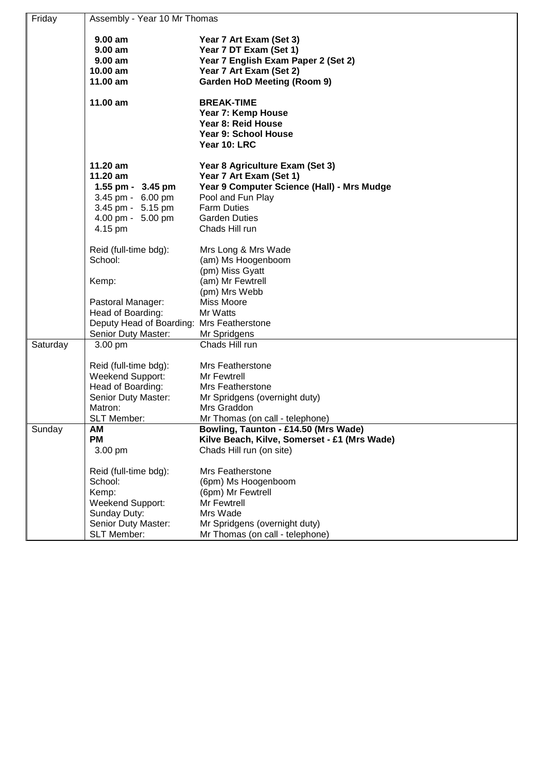| | | |
|---|---|---|
| Friday | Assembly - Year 10 Mr Thomas | |
| | **9.00 am** | **Year 7 Art Exam (Set 3)** |
| | **9.00 am** | **Year 7 DT Exam (Set 1)** |
| | **9.00 am** | **Year 7 English Exam Paper 2 (Set 2)** |
| | **10.00 am** | **Year 7 Art Exam (Set 2)** |
| | **11.00 am** | **Garden HoD Meeting (Room 9)** |
| | **11.00 am** | **BREAK-TIME**<br>**Year 7: Kemp House**<br>**Year 8: Reid House**<br>**Year 9: School House**<br>**Year 10: LRC** |
| | **11.20 am** | **Year 8 Agriculture Exam (Set 3)** |
| | **11.20 am** | **Year 7 Art Exam (Set 1)** |
| | **1.55 pm - 3.45 pm** | **Year 9 Computer Science (Hall) - Mrs Mudge** |
| | 3.45 pm - 6.00 pm | Pool and Fun Play |
| | 3.45 pm - 5.15 pm | Farm Duties |
| | 4.00 pm - 5.00 pm | Garden Duties |
| | 4.15 pm | Chads Hill run |
| | Reid (full-time bdg): | Mrs Long & Mrs Wade |
| | School: | (am) Ms Hoogenboom<br>(pm) Miss Gyatt |
| | Kemp: | (am) Mr Fewtrell<br>(pm) Mrs Webb |
| | Pastoral Manager: | Miss Moore |
| | Head of Boarding: | Mr Watts |
| | Deputy Head of Boarding: | Mrs Featherstone |
| | Senior Duty Master: | Mr Spridgens |
| Saturday | 3.00 pm | Chads Hill run |
| | Reid (full-time bdg): | Mrs Featherstone |
| | Weekend Support: | Mr Fewtrell |
| | Head of Boarding: | Mrs Featherstone |
| | Senior Duty Master: | Mr Spridgens (overnight duty) |
| | Matron: | Mrs Graddon |
| | SLT Member: | Mr Thomas (on call - telephone) |
| Sunday | **AM** | **Bowling, Taunton - £14.50 (Mrs Wade)** |
| | **PM** | **Kilve Beach, Kilve, Somerset - £1 (Mrs Wade)** |
| | 3.00 pm | Chads Hill run (on site) |
| | Reid (full-time bdg): | Mrs Featherstone |
| | School: | (6pm) Ms Hoogenboom |
| | Kemp: | (6pm) Mr Fewtrell |
| | Weekend Support: | Mr Fewtrell |
| | Sunday Duty: | Mrs Wade |
| | Senior Duty Master: | Mr Spridgens (overnight duty) |
| | SLT Member: | Mr Thomas (on call - telephone) |